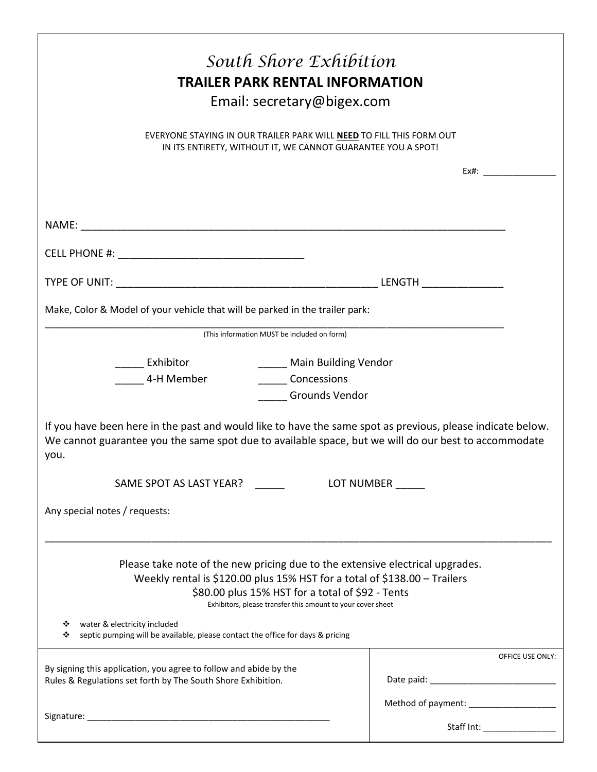# *South Shore Exhibition*

## TRAILER PARK RENTAL INFORMATION

Email: secretary@bigex.com

EVERYONE STAYING IN OUR TRAILER PARK WILL **NEED** TO FILL THIS FORM OUT IN ITS ENTIRETY, WITHOUT IT, WE CANNOT GUARANTEE YOU A SPOT!

Ex#: _______________

NAME: ___________________________________________________________________________

CELL PHONE #: _________________________________

TYPE OF UNIT: ______________________________________________ LENGTH ______________

Make, Color & Model of your vehicle that will be parked in the trailer park:

_________________________________________________________________________________

(This information MUST be included on form)

_____ Exhibitor

_____ 4-H Member

_____ Main Building Vendor

_____ Concessions

_____ Grounds Vendor

If you have been here in the past and would like to have the same spot as previous, please indicate below. We cannot guarantee you the same spot due to available space, but we will do our best to accommodate you.

SAME SPOT AS LAST YEAR? _____ LOT NUMBER _____

Any special notes / requests:

_________________________________________________________________________________

Please take note of the new pricing due to the extensive electrical upgrades.
Weekly rental is $120.00 plus 15% HST for a total of $138.00 – Trailers
$80.00 plus 15% HST for a total of $92 - Tents

Exhibitors, please transfer this amount to your cover sheet

- water & electricity included
- septic pumping will be available, please contact the office for days & pricing

| By signing this application, you agree to follow and abide by the Rules & Regulations set forth by The South Shore Exhibition.<br><br>Signature: ____________________________________________________ | OFFICE USE ONLY:<br><br>Date paid: __________________________<br><br>Method of payment: __________________<br><br>Staff Int: _______________ |
|---|---|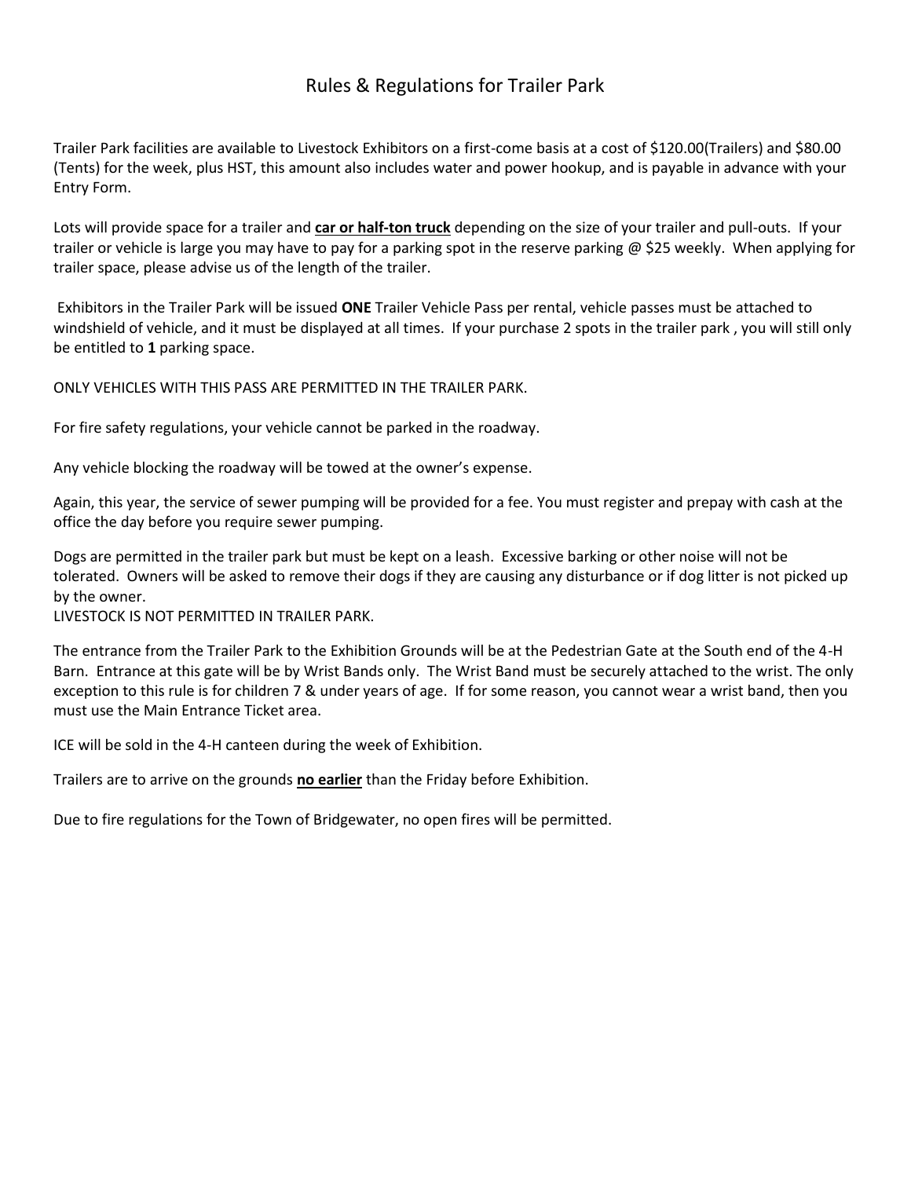# Rules & Regulations for Trailer Park

Trailer Park facilities are available to Livestock Exhibitors on a first-come basis at a cost of $120.00(Trailers) and $80.00 (Tents) for the week, plus HST, this amount also includes water and power hookup, and is payable in advance with your Entry Form.

Lots will provide space for a trailer and **car or half-ton truck** depending on the size of your trailer and pull-outs. If your trailer or vehicle is large you may have to pay for a parking spot in the reserve parking @ $25 weekly. When applying for trailer space, please advise us of the length of the trailer.

Exhibitors in the Trailer Park will be issued **ONE** Trailer Vehicle Pass per rental, vehicle passes must be attached to windshield of vehicle, and it must be displayed at all times. If your purchase 2 spots in the trailer park , you will still only be entitled to **1** parking space.

ONLY VEHICLES WITH THIS PASS ARE PERMITTED IN THE TRAILER PARK.

For fire safety regulations, your vehicle cannot be parked in the roadway.

Any vehicle blocking the roadway will be towed at the owner's expense.

Again, this year, the service of sewer pumping will be provided for a fee. You must register and prepay with cash at the office the day before you require sewer pumping.

Dogs are permitted in the trailer park but must be kept on a leash. Excessive barking or other noise will not be tolerated. Owners will be asked to remove their dogs if they are causing any disturbance or if dog litter is not picked up by the owner.
LIVESTOCK IS NOT PERMITTED IN TRAILER PARK.

The entrance from the Trailer Park to the Exhibition Grounds will be at the Pedestrian Gate at the South end of the 4-H Barn. Entrance at this gate will be by Wrist Bands only. The Wrist Band must be securely attached to the wrist. The only exception to this rule is for children 7 & under years of age. If for some reason, you cannot wear a wrist band, then you must use the Main Entrance Ticket area.

ICE will be sold in the 4-H canteen during the week of Exhibition.

Trailers are to arrive on the grounds **no earlier** than the Friday before Exhibition.

Due to fire regulations for the Town of Bridgewater, no open fires will be permitted.